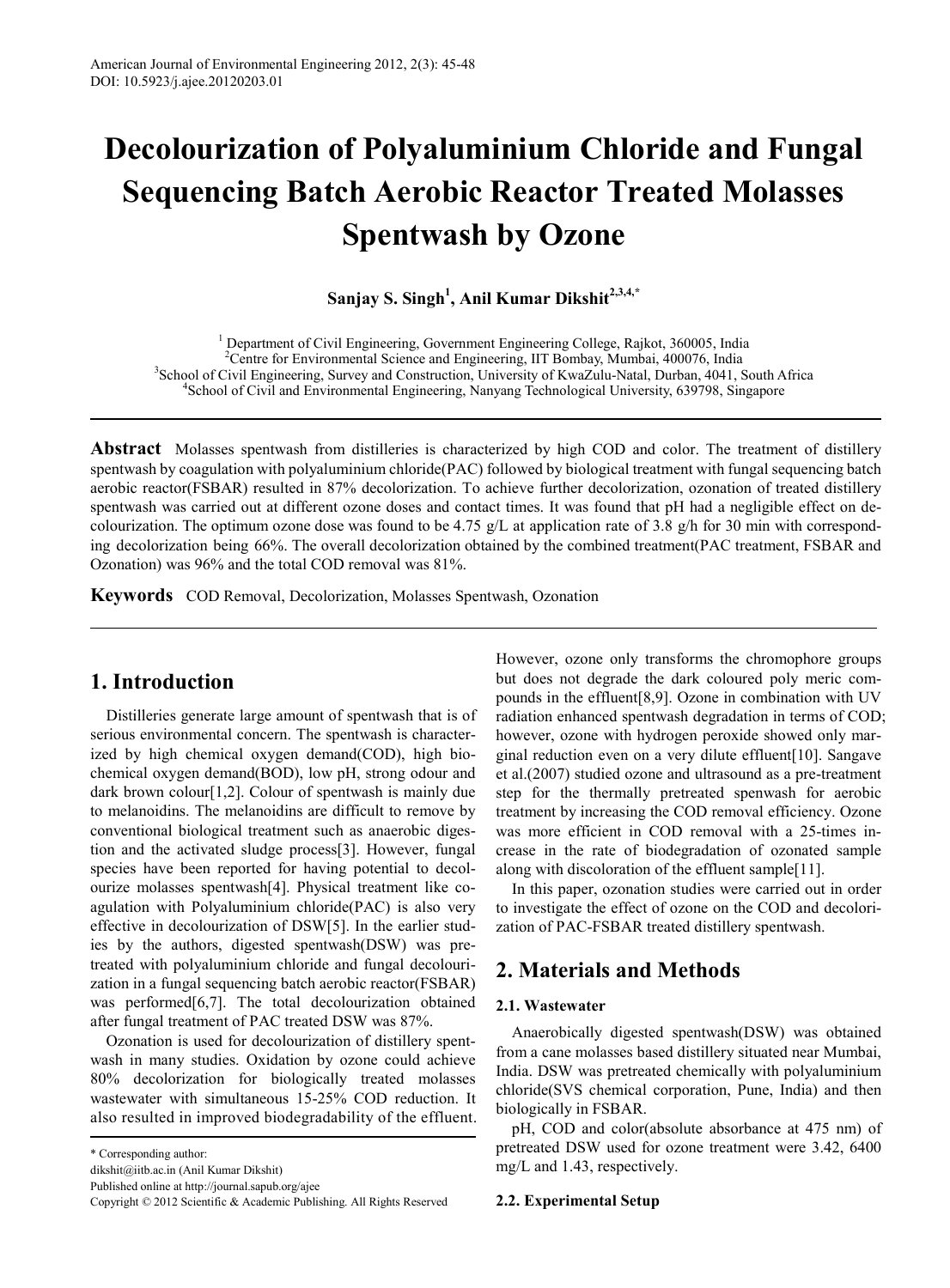# Decolourization of Polyaluminium Chloride and Fungal Sequencing Batch Aerobic Reactor Treated Molasses Spentwash by Ozone

**Sanjay S. Singh[1], Anil Kumar Dikshit[2,3,4,*]**

[1] Department of Civil Engineering, Government Engineering College, Rajkot, 360005, India
[2] Centre for Environmental Science and Engineering, IIT Bombay, Mumbai, 400076, India
[3] School of Civil Engineering, Survey and Construction, University of KwaZulu-Natal, Durban, 4041, South Africa
[4] School of Civil and Environmental Engineering, Nanyang Technological University, 639798, Singapore

---

**Abstract** Molasses spentwash from distilleries is characterized by high COD and color. The treatment of distillery spentwash by coagulation with polyaluminium chloride(PAC) followed by biological treatment with fungal sequencing batch aerobic reactor(FSBAR) resulted in 87% decolorization. To achieve further decolorization, ozonation of treated distillery spentwash was carried out at different ozone doses and contact times. It was found that pH had a negligible effect on decolourization. The optimum ozone dose was found to be 4.75 g/L at application rate of 3.8 g/h for 30 min with corresponding decolorization being 66%. The overall decolorization obtained by the combined treatment(PAC treatment, FSBAR and Ozonation) was 96% and the total COD removal was 81%.

**Keywords** COD Removal, Decolorization, Molasses Spentwash, Ozonation

---

## 1. Introduction

Distilleries generate large amount of spentwash that is of serious environmental concern. The spentwash is characterized by high chemical oxygen demand(COD), high biochemical oxygen demand(BOD), low pH, strong odour and dark brown colour[1,2]. Colour of spentwash is mainly due to melanoidins. The melanoidins are difficult to remove by conventional biological treatment such as anaerobic digestion and the activated sludge process[3]. However, fungal species have been reported for having potential to decolourize molasses spentwash[4]. Physical treatment like coagulation with Polyaluminium chloride(PAC) is also very effective in decolourization of DSW[5]. In the earlier studies by the authors, digested spentwash(DSW) was pretreated with polyaluminium chloride and fungal decolourization in a fungal sequencing batch aerobic reactor(FSBAR) was performed[6,7]. The total decolourization obtained after fungal treatment of PAC treated DSW was 87%.

Ozonation is used for decolourization of distillery spentwash in many studies. Oxidation by ozone could achieve 80% decolorization for biologically treated molasses wastewater with simultaneous 15-25% COD reduction. It also resulted in improved biodegradability of the effluent. However, ozone only transforms the chromophore groups but does not degrade the dark coloured poly meric compounds in the effluent[8,9]. Ozone in combination with UV radiation enhanced spentwash degradation in terms of COD; however, ozone with hydrogen peroxide showed only marginal reduction even on a very dilute effluent[10]. Sangave et al.(2007) studied ozone and ultrasound as a pre-treatment step for the thermally pretreated spenwash for aerobic treatment by increasing the COD removal efficiency. Ozone was more efficient in COD removal with a 25-times increase in the rate of biodegradation of ozonated sample along with discoloration of the effluent sample[11].

In this paper, ozonation studies were carried out in order to investigate the effect of ozone on the COD and decolorization of PAC-FSBAR treated distillery spentwash.

## 2. Materials and Methods

### 2.1. Wastewater

Anaerobically digested spentwash(DSW) was obtained from a cane molasses based distillery situated near Mumbai, India. DSW was pretreated chemically with polyaluminium chloride(SVS chemical corporation, Pune, India) and then biologically in FSBAR.

pH, COD and color(absolute absorbance at 475 nm) of pretreated DSW used for ozone treatment were 3.42, 6400 mg/L and 1.43, respectively.

### 2.2. Experimental Setup

---

\* Corresponding author:
dikshit@iitb.ac.in (Anil Kumar Dikshit)
Published online at http://journal.sapub.org/ajee
Copyright © 2012 Scientific & Academic Publishing. All Rights Reserved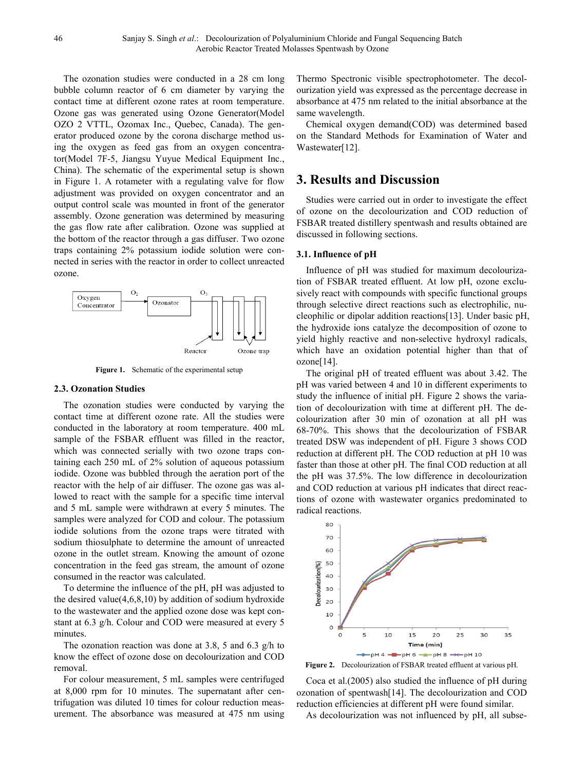The ozonation studies were conducted in a 28 cm long bubble column reactor of 6 cm diameter by varying the contact time at different ozone rates at room temperature. Ozone gas was generated using Ozone Generator(Model OZO 2 VTTL, Ozomax Inc., Quebec, Canada). The generator produced ozone by the corona discharge method using the oxygen as feed gas from an oxygen concentrator(Model 7F-5, Jiangsu Yuyue Medical Equipment Inc., China). The schematic of the experimental setup is shown in Figure 1. A rotameter with a regulating valve for flow adjustment was provided on oxygen concentrator and an output control scale was mounted in front of the generator assembly. Ozone generation was determined by measuring the gas flow rate after calibration. Ozone was supplied at the bottom of the reactor through a gas diffuser. Two ozone traps containing 2% potassium iodide solution were connected in series with the reactor in order to collect unreacted ozone.

**Figure 1.** Schematic of the experimental setup

### 2.3. Ozonation Studies

The ozonation studies were conducted by varying the contact time at different ozone rate. All the studies were conducted in the laboratory at room temperature. 400 mL sample of the FSBAR effluent was filled in the reactor, which was connected serially with two ozone traps containing each 250 mL of 2% solution of aqueous potassium iodide. Ozone was bubbled through the aeration port of the reactor with the help of air diffuser. The ozone gas was allowed to react with the sample for a specific time interval and 5 mL sample were withdrawn at every 5 minutes. The samples were analyzed for COD and colour. The potassium iodide solutions from the ozone traps were titrated with sodium thiosulphate to determine the amount of unreacted ozone in the outlet stream. Knowing the amount of ozone concentration in the feed gas stream, the amount of ozone consumed in the reactor was calculated.

To determine the influence of the pH, pH was adjusted to the desired value(4,6,8,10) by addition of sodium hydroxide to the wastewater and the applied ozone dose was kept constant at 6.3 g/h. Colour and COD were measured at every 5 minutes.

The ozonation reaction was done at 3.8, 5 and 6.3 g/h to know the effect of ozone dose on decolourization and COD removal.

For colour measurement, 5 mL samples were centrifuged at 8,000 rpm for 10 minutes. The supernatant after centrifugation was diluted 10 times for colour reduction measurement. The absorbance was measured at 475 nm using Thermo Spectronic visible spectrophotometer. The decolourization yield was expressed as the percentage decrease in absorbance at 475 nm related to the initial absorbance at the same wavelength.

Chemical oxygen demand(COD) was determined based on the Standard Methods for Examination of Water and Wastewater[12].

## 3. Results and Discussion

Studies were carried out in order to investigate the effect of ozone on the decolourization and COD reduction of FSBAR treated distillery spentwash and results obtained are discussed in following sections.

### 3.1. Influence of pH

Influence of pH was studied for maximum decolourization of FSBAR treated effluent. At low pH, ozone exclusively react with compounds with specific functional groups through selective direct reactions such as electrophilic, nucleophilic or dipolar addition reactions[13]. Under basic pH, the hydroxide ions catalyze the decomposition of ozone to yield highly reactive and non-selective hydroxyl radicals, which have an oxidation potential higher than that of ozone[14].

The original pH of treated effluent was about 3.42. The pH was varied between 4 and 10 in different experiments to study the influence of initial pH. Figure 2 shows the variation of decolourization with time at different pH. The decolourization after 30 min of ozonation at all pH was 68-70%. This shows that the decolourization of FSBAR treated DSW was independent of pH. Figure 3 shows COD reduction at different pH. The COD reduction at pH 10 was faster than those at other pH. The final COD reduction at all the pH was 37.5%. The low difference in decolourization and COD reduction at various pH indicates that direct reactions of ozone with wastewater organics predominated to radical reactions.

**Figure 2.** Decolourization of FSBAR treated effluent at various pH.

Coca et al.(2005) also studied the influence of pH during ozonation of spentwash[14]. The decolourization and COD reduction efficiencies at different pH were found similar.

As decolourization was not influenced by pH, all subse-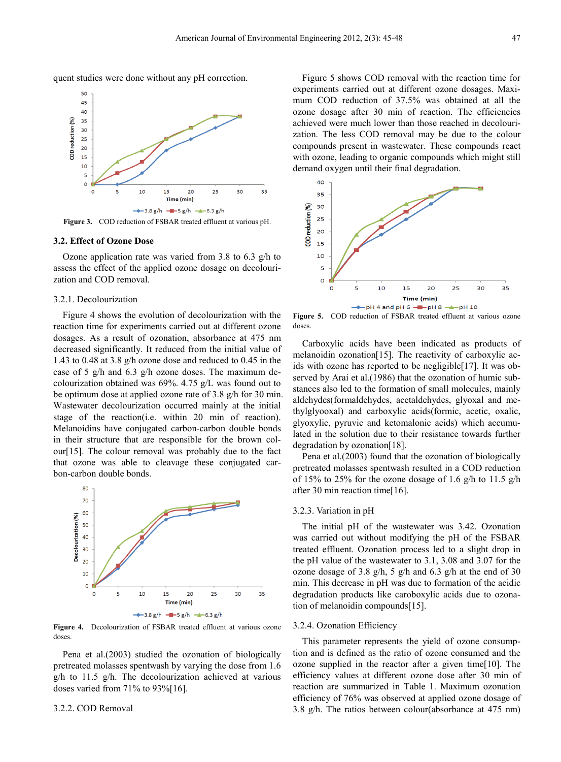quent studies were done without any pH correction.

Figure 3. COD reduction of FSBAR treated effluent at various pH.

### 3.2. Effect of Ozone Dose

Ozone application rate was varied from 3.8 to 6.3 g/h to assess the effect of the applied ozone dosage on decolourization and COD removal.

#### 3.2.1. Decolourization

Figure 4 shows the evolution of decolourization with the reaction time for experiments carried out at different ozone dosages. As a result of ozonation, absorbance at 475 nm decreased significantly. It reduced from the initial value of 1.43 to 0.48 at 3.8 g/h ozone dose and reduced to 0.45 in the case of 5 g/h and 6.3 g/h ozone doses. The maximum decolourization obtained was 69%. 4.75 g/L was found out to be optimum dose at applied ozone rate of 3.8 g/h for 30 min. Wastewater decolourization occurred mainly at the initial stage of the reaction(i.e. within 20 min of reaction). Melanoidins have conjugated carbon-carbon double bonds in their structure that are responsible for the brown colour[15]. The colour removal was probably due to the fact that ozone was able to cleavage these conjugated carbon-carbon double bonds.

Figure 4. Decolourization of FSBAR treated effluent at various ozone doses.

Pena et al.(2003) studied the ozonation of biologically pretreated molasses spentwash by varying the dose from 1.6 g/h to 11.5 g/h. The decolourization achieved at various doses varied from 71% to 93%[16].

#### 3.2.2. COD Removal

Figure 5 shows COD removal with the reaction time for experiments carried out at different ozone dosages. Maximum COD reduction of 37.5% was obtained at all the ozone dosage after 30 min of reaction. The efficiencies achieved were much lower than those reached in decolourization. The less COD removal may be due to the colour compounds present in wastewater. These compounds react with ozone, leading to organic compounds which might still demand oxygen until their final degradation.

Figure 5. COD reduction of FSBAR treated effluent at various ozone doses.

Carboxylic acids have been indicated as products of melanoidin ozonation[15]. The reactivity of carboxylic acids with ozone has reported to be negligible[17]. It was observed by Arai et al.(1986) that the ozonation of humic substances also led to the formation of small molecules, mainly aldehydes(formaldehydes, acetaldehydes, glyoxal and methylglyooxal) and carboxylic acids(formic, acetic, oxalic, glyoxylic, pyruvic and ketomalonic acids) which accumulated in the solution due to their resistance towards further degradation by ozonation[18].

Pena et al.(2003) found that the ozonation of biologically pretreated molasses spentwash resulted in a COD reduction of 15% to 25% for the ozone dosage of 1.6 g/h to 11.5 g/h after 30 min reaction time[16].

#### 3.2.3. Variation in pH

The initial pH of the wastewater was 3.42. Ozonation was carried out without modifying the pH of the FSBAR treated effluent. Ozonation process led to a slight drop in the pH value of the wastewater to 3.1, 3.08 and 3.07 for the ozone dosage of 3.8 g/h, 5 g/h and 6.3 g/h at the end of 30 min. This decrease in pH was due to formation of the acidic degradation products like caroboxylic acids due to ozonation of melanoidin compounds[15].

#### 3.2.4. Ozonation Efficiency

This parameter represents the yield of ozone consumption and is defined as the ratio of ozone consumed and the ozone supplied in the reactor after a given time[10]. The efficiency values at different ozone dose after 30 min of reaction are summarized in Table 1. Maximum ozonation efficiency of 76% was observed at applied ozone dosage of 3.8 g/h. The ratios between colour(absorbance at 475 nm)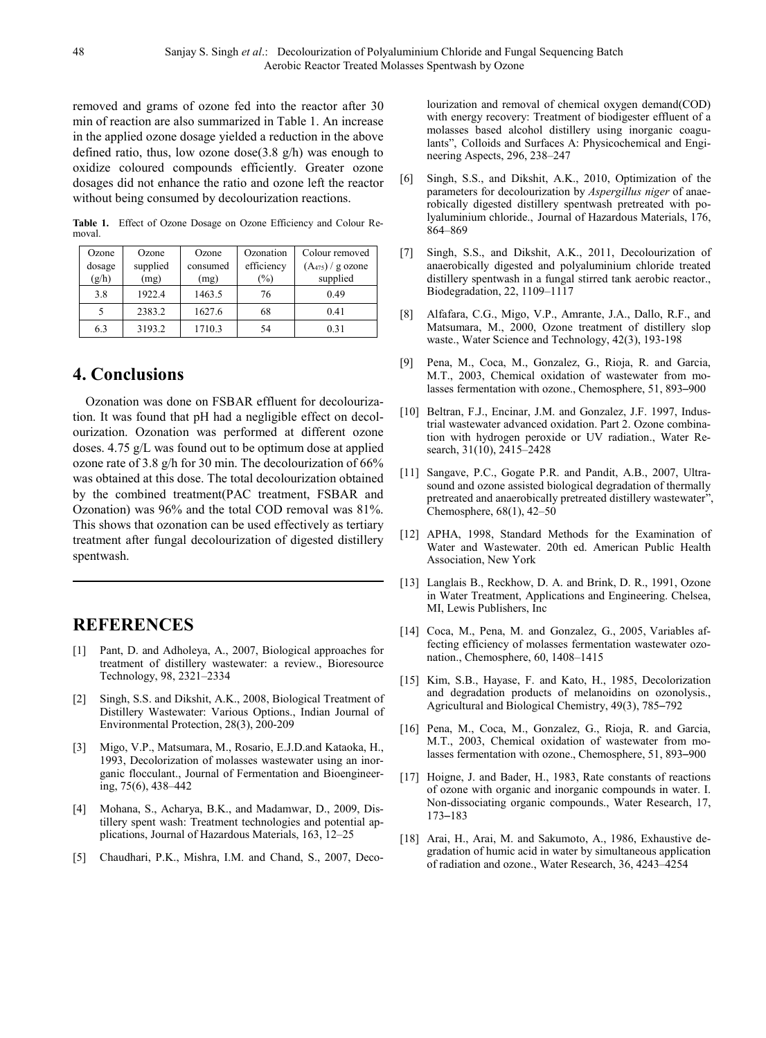removed and grams of ozone fed into the reactor after 30 min of reaction are also summarized in Table 1. An increase in the applied ozone dosage yielded a reduction in the above defined ratio, thus, low ozone dose(3.8 g/h) was enough to oxidize coloured compounds efficiently. Greater ozone dosages did not enhance the ratio and ozone left the reactor without being consumed by decolourization reactions.

**Table 1.** Effect of Ozone Dosage on Ozone Efficiency and Colour Removal.

| Ozone dosage (g/h) | Ozone supplied (mg) | Ozone consumed (mg) | Ozonation efficiency (%) | Colour removed ($A_{475}$) / g ozone supplied |
|---|---|---|---|---|
| 3.8 | 1922.4 | 1463.5 | 76 | 0.49 |
| 5 | 2383.2 | 1627.6 | 68 | 0.41 |
| 6.3 | 3193.2 | 1710.3 | 54 | 0.31 |

## 4. Conclusions

Ozonation was done on FSBAR effluent for decolourization. It was found that pH had a negligible effect on decolourization. Ozonation was performed at different ozone doses. 4.75 g/L was found out to be optimum dose at applied ozone rate of 3.8 g/h for 30 min. The decolourization of 66% was obtained at this dose. The total decolourization obtained by the combined treatment(PAC treatment, FSBAR and Ozonation) was 96% and the total COD removal was 81%. This shows that ozonation can be used effectively as tertiary treatment after fungal decolourization of digested distillery spentwash.

## REFERENCES

[1] Pant, D. and Adholeya, A., 2007, Biological approaches for treatment of distillery wastewater: a review., Bioresource Technology, 98, 2321–2334

[2] Singh, S.S. and Dikshit, A.K., 2008, Biological Treatment of Distillery Wastewater: Various Options., Indian Journal of Environmental Protection, 28(3), 200-209

[3] Migo, V.P., Matsumara, M., Rosario, E.J.D.and Kataoka, H., 1993, Decolorization of molasses wastewater using an inorganic flocculant., Journal of Fermentation and Bioengineering, 75(6), 438–442

[4] Mohana, S., Acharya, B.K., and Madamwar, D., 2009, Distillery spent wash: Treatment technologies and potential applications, Journal of Hazardous Materials, 163, 12–25

[5] Chaudhari, P.K., Mishra, I.M. and Chand, S., 2007, Decolourization and removal of chemical oxygen demand(COD) with energy recovery: Treatment of biodigester effluent of a molasses based alcohol distillery using inorganic coagulants", Colloids and Surfaces A: Physicochemical and Engineering Aspects, 296, 238–247

[6] Singh, S.S., and Dikshit, A.K., 2010, Optimization of the parameters for decolourization by *Aspergillus niger* of anaerobically digested distillery spentwash pretreated with polyaluminium chloride., Journal of Hazardous Materials, 176, 864–869

[7] Singh, S.S., and Dikshit, A.K., 2011, Decolourization of anaerobically digested and polyaluminium chloride treated distillery spentwash in a fungal stirred tank aerobic reactor., Biodegradation, 22, 1109–1117

[8] Alfafara, C.G., Migo, V.P., Amrante, J.A., Dallo, R.F., and Matsumara, M., 2000, Ozone treatment of distillery slop waste., Water Science and Technology, 42(3), 193-198

[9] Pena, M., Coca, M., Gonzalez, G., Rioja, R. and Garcia, M.T., 2003, Chemical oxidation of wastewater from molasses fermentation with ozone., Chemosphere, 51, 893–900

[10] Beltran, F.J., Encinar, J.M. and Gonzalez, J.F. 1997, Industrial wastewater advanced oxidation. Part 2. Ozone combination with hydrogen peroxide or UV radiation., Water Research, 31(10), 2415–2428

[11] Sangave, P.C., Gogate P.R. and Pandit, A.B., 2007, Ultrasound and ozone assisted biological degradation of thermally pretreated and anaerobically pretreated distillery wastewater", Chemosphere, 68(1), 42–50

[12] APHA, 1998, Standard Methods for the Examination of Water and Wastewater. 20th ed. American Public Health Association, New York

[13] Langlais B., Reckhow, D. A. and Brink, D. R., 1991, Ozone in Water Treatment, Applications and Engineering. Chelsea, MI, Lewis Publishers, Inc

[14] Coca, M., Pena, M. and Gonzalez, G., 2005, Variables affecting efficiency of molasses fermentation wastewater ozonation., Chemosphere, 60, 1408–1415

[15] Kim, S.B., Hayase, F. and Kato, H., 1985, Decolorization and degradation products of melanoidins on ozonolysis., Agricultural and Biological Chemistry, 49(3), 785–792

[16] Pena, M., Coca, M., Gonzalez, G., Rioja, R. and Garcia, M.T., 2003, Chemical oxidation of wastewater from molasses fermentation with ozone., Chemosphere, 51, 893–900

[17] Hoigne, J. and Bader, H., 1983, Rate constants of reactions of ozone with organic and inorganic compounds in water. I. Non-dissociating organic compounds., Water Research, 17, 173–183

[18] Arai, H., Arai, M. and Sakumoto, A., 1986, Exhaustive degradation of humic acid in water by simultaneous application of radiation and ozone., Water Research, 36, 4243–4254